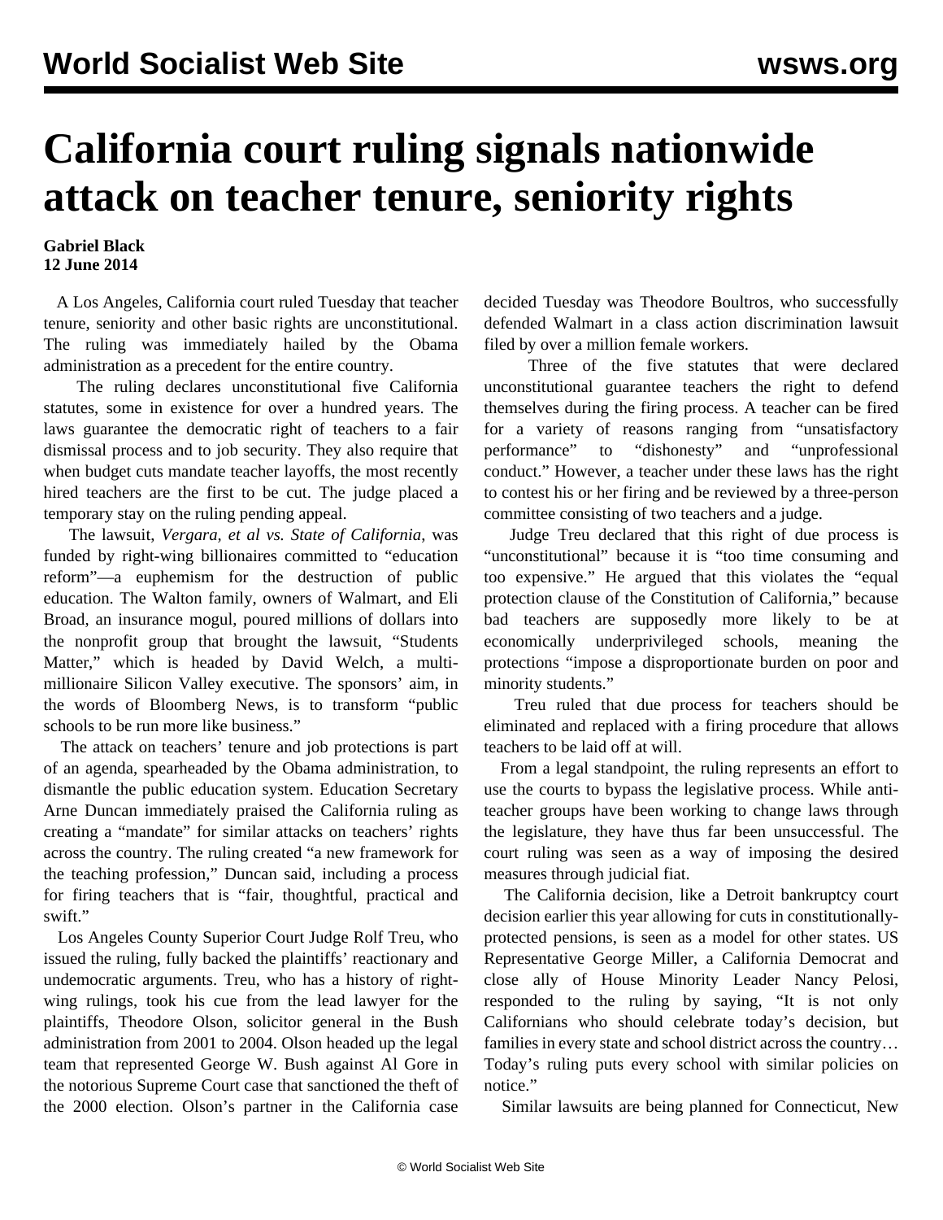# California court ruling signals nationwide attack on teacher tenure, seniority rights

**Gabriel Black**
**12 June 2014**

A Los Angeles, California court ruled Tuesday that teacher tenure, seniority and other basic rights are unconstitutional. The ruling was immediately hailed by the Obama administration as a precedent for the entire country.

The ruling declares unconstitutional five California statutes, some in existence for over a hundred years. The laws guarantee the democratic right of teachers to a fair dismissal process and to job security. They also require that when budget cuts mandate teacher layoffs, the most recently hired teachers are the first to be cut. The judge placed a temporary stay on the ruling pending appeal.

The lawsuit, *Vergara, et al vs. State of California,* was funded by right-wing billionaires committed to "education reform"—a euphemism for the destruction of public education. The Walton family, owners of Walmart, and Eli Broad, an insurance mogul, poured millions of dollars into the nonprofit group that brought the lawsuit, "Students Matter," which is headed by David Welch, a multi-millionaire Silicon Valley executive. The sponsors' aim, in the words of Bloomberg News, is to transform "public schools to be run more like business."

The attack on teachers' tenure and job protections is part of an agenda, spearheaded by the Obama administration, to dismantle the public education system. Education Secretary Arne Duncan immediately praised the California ruling as creating a "mandate" for similar attacks on teachers' rights across the country. The ruling created "a new framework for the teaching profession," Duncan said, including a process for firing teachers that is "fair, thoughtful, practical and swift."

Los Angeles County Superior Court Judge Rolf Treu, who issued the ruling, fully backed the plaintiffs' reactionary and undemocratic arguments. Treu, who has a history of right-wing rulings, took his cue from the lead lawyer for the plaintiffs, Theodore Olson, solicitor general in the Bush administration from 2001 to 2004. Olson headed up the legal team that represented George W. Bush against Al Gore in the notorious Supreme Court case that sanctioned the theft of the 2000 election. Olson's partner in the California case decided Tuesday was Theodore Boultros, who successfully defended Walmart in a class action discrimination lawsuit filed by over a million female workers.

Three of the five statutes that were declared unconstitutional guarantee teachers the right to defend themselves during the firing process. A teacher can be fired for a variety of reasons ranging from "unsatisfactory performance" to "dishonesty" and "unprofessional conduct." However, a teacher under these laws has the right to contest his or her firing and be reviewed by a three-person committee consisting of two teachers and a judge.

Judge Treu declared that this right of due process is "unconstitutional" because it is "too time consuming and too expensive." He argued that this violates the "equal protection clause of the Constitution of California," because bad teachers are supposedly more likely to be at economically underprivileged schools, meaning the protections "impose a disproportionate burden on poor and minority students."

Treu ruled that due process for teachers should be eliminated and replaced with a firing procedure that allows teachers to be laid off at will.

From a legal standpoint, the ruling represents an effort to use the courts to bypass the legislative process. While anti-teacher groups have been working to change laws through the legislature, they have thus far been unsuccessful. The court ruling was seen as a way of imposing the desired measures through judicial fiat.

The California decision, like a Detroit bankruptcy court decision earlier this year allowing for cuts in constitutionally-protected pensions, is seen as a model for other states. US Representative George Miller, a California Democrat and close ally of House Minority Leader Nancy Pelosi, responded to the ruling by saying, "It is not only Californians who should celebrate today's decision, but families in every state and school district across the country… Today's ruling puts every school with similar policies on notice."

Similar lawsuits are being planned for Connecticut, New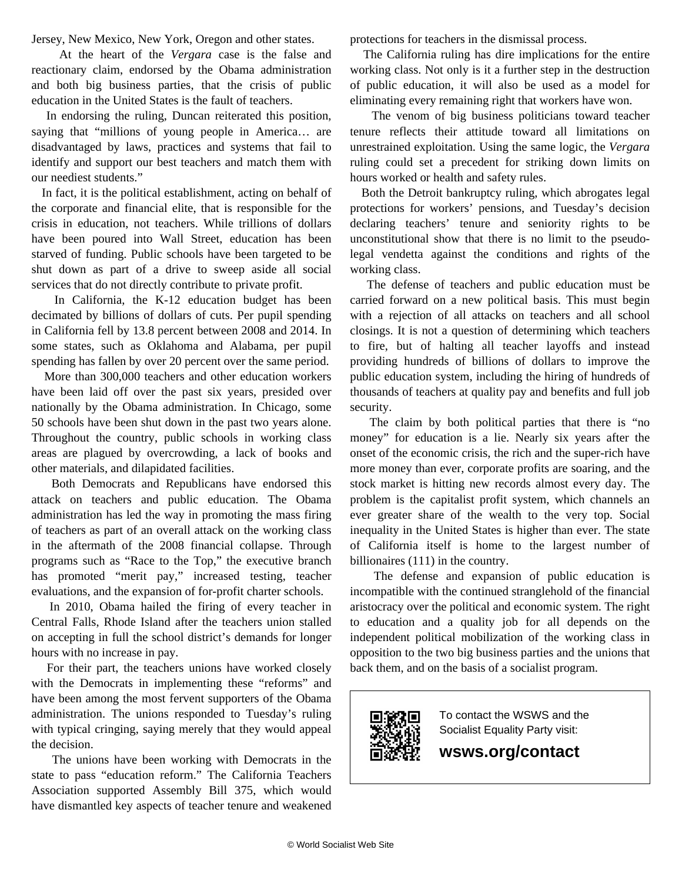Jersey, New Mexico, New York, Oregon and other states.

At the heart of the *Vergara* case is the false and reactionary claim, endorsed by the Obama administration and both big business parties, that the crisis of public education in the United States is the fault of teachers.

In endorsing the ruling, Duncan reiterated this position, saying that "millions of young people in America… are disadvantaged by laws, practices and systems that fail to identify and support our best teachers and match them with our neediest students."

In fact, it is the political establishment, acting on behalf of the corporate and financial elite, that is responsible for the crisis in education, not teachers. While trillions of dollars have been poured into Wall Street, education has been starved of funding. Public schools have been targeted to be shut down as part of a drive to sweep aside all social services that do not directly contribute to private profit.

In California, the K-12 education budget has been decimated by billions of dollars of cuts. Per pupil spending in California fell by 13.8 percent between 2008 and 2014. In some states, such as Oklahoma and Alabama, per pupil spending has fallen by over 20 percent over the same period.

More than 300,000 teachers and other education workers have been laid off over the past six years, presided over nationally by the Obama administration. In Chicago, some 50 schools have been shut down in the past two years alone. Throughout the country, public schools in working class areas are plagued by overcrowding, a lack of books and other materials, and dilapidated facilities.

Both Democrats and Republicans have endorsed this attack on teachers and public education. The Obama administration has led the way in promoting the mass firing of teachers as part of an overall attack on the working class in the aftermath of the 2008 financial collapse. Through programs such as "Race to the Top," the executive branch has promoted "merit pay," increased testing, teacher evaluations, and the expansion of for-profit charter schools.

In 2010, Obama hailed the firing of every teacher in Central Falls, Rhode Island after the teachers union stalled on accepting in full the school district's demands for longer hours with no increase in pay.

For their part, the teachers unions have worked closely with the Democrats in implementing these "reforms" and have been among the most fervent supporters of the Obama administration. The unions responded to Tuesday's ruling with typical cringing, saying merely that they would appeal the decision.

The unions have been working with Democrats in the state to pass "education reform." The California Teachers Association supported Assembly Bill 375, which would have dismantled key aspects of teacher tenure and weakened protections for teachers in the dismissal process.

The California ruling has dire implications for the entire working class. Not only is it a further step in the destruction of public education, it will also be used as a model for eliminating every remaining right that workers have won.

The venom of big business politicians toward teacher tenure reflects their attitude toward all limitations on unrestrained exploitation. Using the same logic, the *Vergara* ruling could set a precedent for striking down limits on hours worked or health and safety rules.

Both the Detroit bankruptcy ruling, which abrogates legal protections for workers' pensions, and Tuesday's decision declaring teachers' tenure and seniority rights to be unconstitutional show that there is no limit to the pseudo-legal vendetta against the conditions and rights of the working class.

The defense of teachers and public education must be carried forward on a new political basis. This must begin with a rejection of all attacks on teachers and all school closings. It is not a question of determining which teachers to fire, but of halting all teacher layoffs and instead providing hundreds of billions of dollars to improve the public education system, including the hiring of hundreds of thousands of teachers at quality pay and benefits and full job security.

The claim by both political parties that there is "no money" for education is a lie. Nearly six years after the onset of the economic crisis, the rich and the super-rich have more money than ever, corporate profits are soaring, and the stock market is hitting new records almost every day. The problem is the capitalist profit system, which channels an ever greater share of the wealth to the very top. Social inequality in the United States is higher than ever. The state of California itself is home to the largest number of billionaires (111) in the country.

The defense and expansion of public education is incompatible with the continued stranglehold of the financial aristocracy over the political and economic system. The right to education and a quality job for all depends on the independent political mobilization of the working class in opposition to the two big business parties and the unions that back them, and on the basis of a socialist program.

To contact the WSWS and the Socialist Equality Party visit:

**wsws.org/contact**